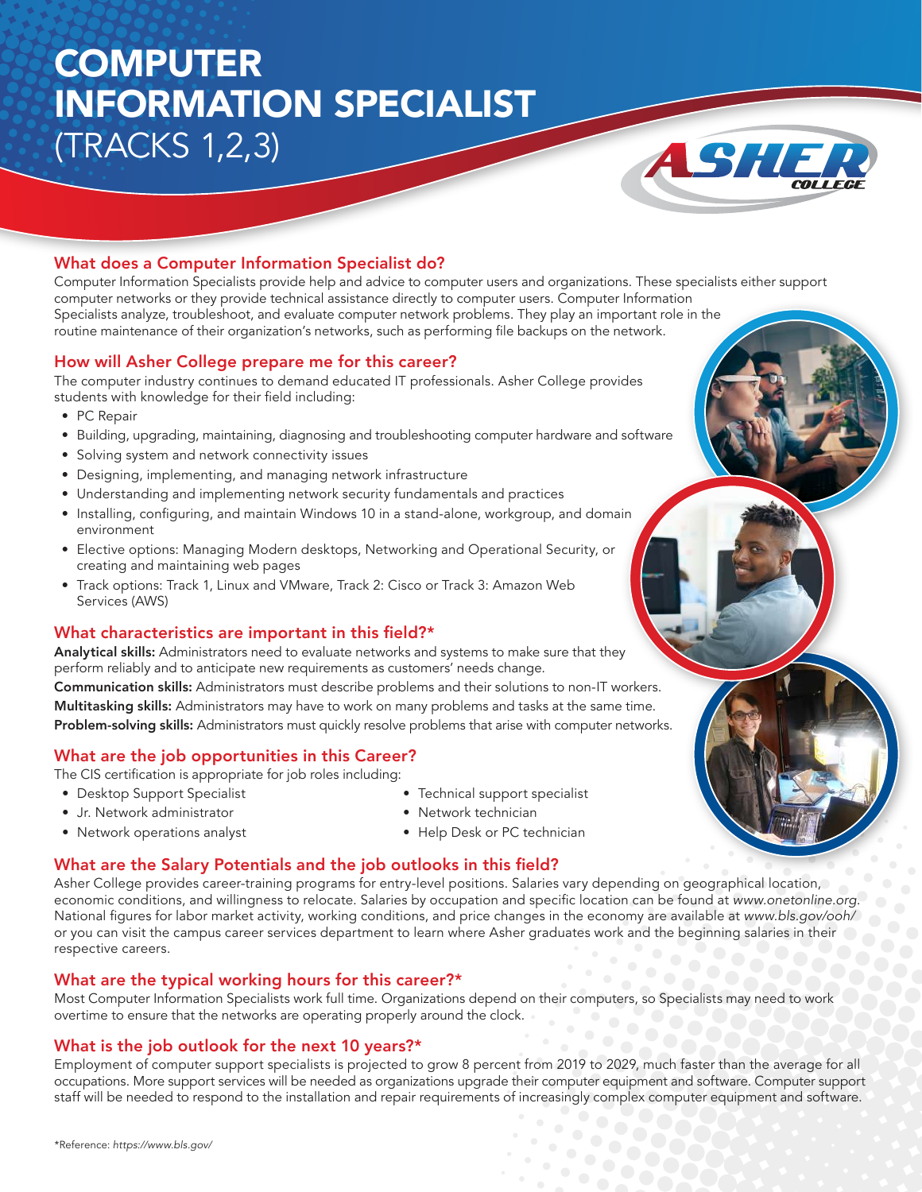# COMPUTER INFORMATION SPECIALIST (TRACKS 1,2,3)

ASHER COLLEGE

## What does a Computer Information Specialist do?

Computer Information Specialists provide help and advice to computer users and organizations. These specialists either support computer networks or they provide technical assistance directly to computer users. Computer Information Specialists analyze, troubleshoot, and evaluate computer network problems. They play an important role in the routine maintenance of their organization's networks, such as performing file backups on the network.

## How will Asher College prepare me for this career?

The computer industry continues to demand educated IT professionals. Asher College provides students with knowledge for their field including:

- PC Repair
- Building, upgrading, maintaining, diagnosing and troubleshooting computer hardware and software
- Solving system and network connectivity issues
- Designing, implementing, and managing network infrastructure
- Understanding and implementing network security fundamentals and practices
- Installing, configuring, and maintain Windows 10 in a stand-alone, workgroup, and domain environment
- Elective options: Managing Modern desktops, Networking and Operational Security, or creating and maintaining web pages
- Track options: Track 1, Linux and VMware, Track 2: Cisco or Track 3: Amazon Web Services (AWS)

## What characteristics are important in this field?*

**Analytical skills:** Administrators need to evaluate networks and systems to make sure that they perform reliably and to anticipate new requirements as customers' needs change.

**Communication skills:** Administrators must describe problems and their solutions to non-IT workers.

**Multitasking skills:** Administrators may have to work on many problems and tasks at the same time.

**Problem-solving skills:** Administrators must quickly resolve problems that arise with computer networks.

## What are the job opportunities in this Career?

The CIS certification is appropriate for job roles including:

- Desktop Support Specialist
- Jr. Network administrator
- Network operations analyst
- Technical support specialist
- Network technician
- Help Desk or PC technician

## What are the Salary Potentials and the job outlooks in this field?

Asher College provides career-training programs for entry-level positions. Salaries vary depending on geographical location, economic conditions, and willingness to relocate. Salaries by occupation and specific location can be found at *www.onetonline.org*. National figures for labor market activity, working conditions, and price changes in the economy are available at *www.bls.gov/ooh/* or you can visit the campus career services department to learn where Asher graduates work and the beginning salaries in their respective careers.

## What are the typical working hours for this career?*

Most Computer Information Specialists work full time. Organizations depend on their computers, so Specialists may need to work overtime to ensure that the networks are operating properly around the clock.

## What is the job outlook for the next 10 years?*

Employment of computer support specialists is projected to grow 8 percent from 2019 to 2029, much faster than the average for all occupations. More support services will be needed as organizations upgrade their computer equipment and software. Computer support staff will be needed to respond to the installation and repair requirements of increasingly complex computer equipment and software.

*Reference: *https://www.bls.gov/*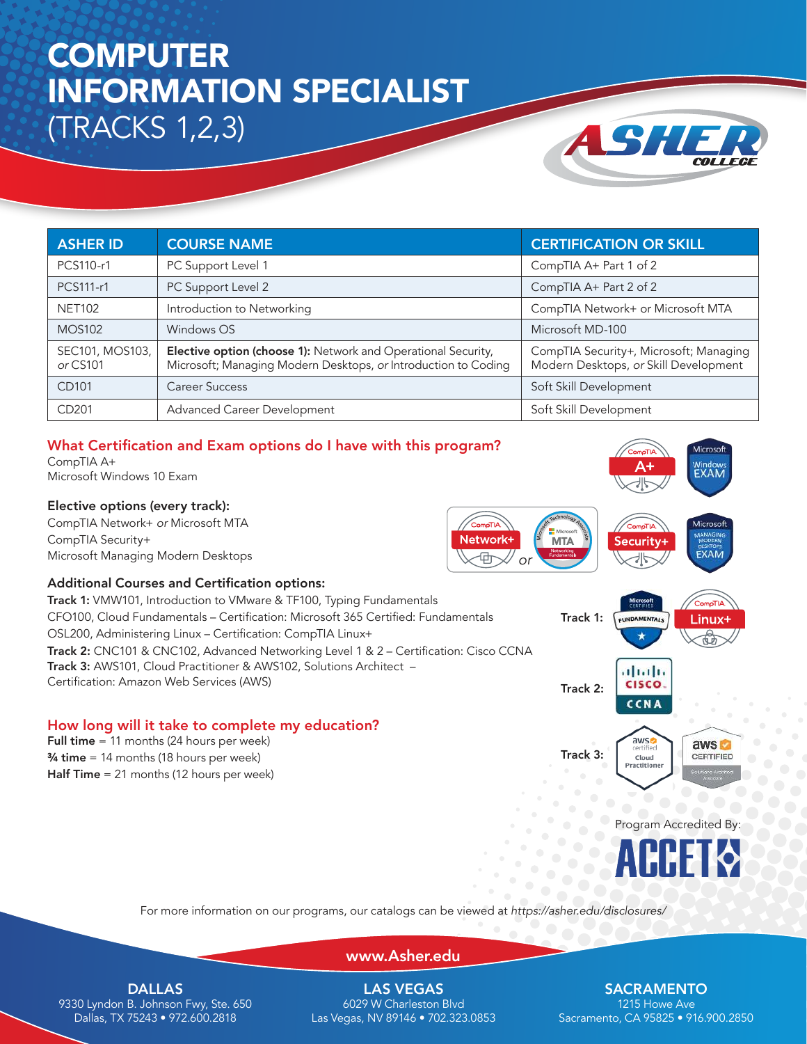# COMPUTER INFORMATION SPECIALIST (TRACKS 1,2,3)

| ASHER ID | COURSE NAME | CERTIFICATION OR SKILL |
|---|---|---|
| PCS110-r1 | PC Support Level 1 | CompTIA A+ Part 1 of 2 |
| PCS111-r1 | PC Support Level 2 | CompTIA A+ Part 2 of 2 |
| NET102 | Introduction to Networking | CompTIA Network+ or Microsoft MTA |
| MOS102 | Windows OS | Microsoft MD-100 |
| SEC101, MOS103, *or* CS101 | **Elective option (choose 1):** Network and Operational Security, Microsoft; Managing Modern Desktops, *or* Introduction to Coding | CompTIA Security+, Microsoft; Managing Modern Desktops, *or* Skill Development |
| CD101 | Career Success | Soft Skill Development |
| CD201 | Advanced Career Development | Soft Skill Development |

## What Certification and Exam options do I have with this program?

CompTIA A+
Microsoft Windows 10 Exam

**Elective options (every track):**

CompTIA Network+ *or* Microsoft MTA
CompTIA Security+
Microsoft Managing Modern Desktops

**Additional Courses and Certification options:**

**Track 1:** VMW101, Introduction to VMware & TF100, Typing Fundamentals
CFO100, Cloud Fundamentals – Certification: Microsoft 365 Certified: Fundamentals
OSL200, Administering Linux – Certification: CompTIA Linux+

**Track 2:** CNC101 & CNC102, Advanced Networking Level 1 & 2 – Certification: Cisco CCNA

**Track 3:** AWS101, Cloud Practitioner & AWS102, Solutions Architect – Certification: Amazon Web Services (AWS)

## How long will it take to complete my education?

**Full time** = 11 months (24 hours per week)
**¾ time** = 14 months (18 hours per week)
**Half Time** = 21 months (12 hours per week)

Program Accredited By: ACCET

For more information on our programs, our catalogs can be viewed at *https://asher.edu/disclosures/*

www.Asher.edu

**DALLAS**
9330 Lyndon B. Johnson Fwy, Ste. 650
Dallas, TX 75243 • 972.600.2818

**LAS VEGAS**
6029 W Charleston Blvd
Las Vegas, NV 89146 • 702.323.0853

**SACRAMENTO**
1215 Howe Ave
Sacramento, CA 95825 • 916.900.2850